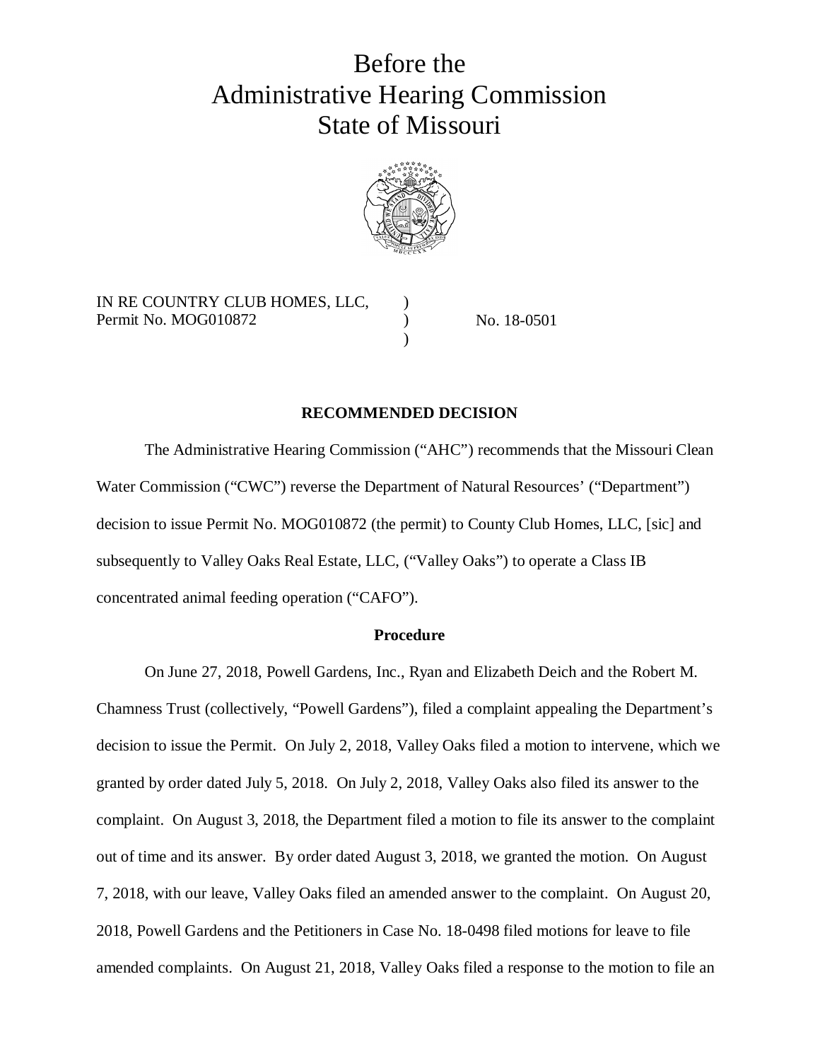# Before the Administrative Hearing Commission State of Missouri

IN RE COUNTRY CLUB HOMES, LLC, )
Permit No. MOG010872 ) No. 18-0501
)

## RECOMMENDED DECISION

The Administrative Hearing Commission ("AHC") recommends that the Missouri Clean Water Commission ("CWC") reverse the Department of Natural Resources' ("Department") decision to issue Permit No. MOG010872 (the permit) to County Club Homes, LLC, [sic] and subsequently to Valley Oaks Real Estate, LLC, ("Valley Oaks") to operate a Class IB concentrated animal feeding operation ("CAFO").

### Procedure

On June 27, 2018, Powell Gardens, Inc., Ryan and Elizabeth Deich and the Robert M. Chamness Trust (collectively, "Powell Gardens"), filed a complaint appealing the Department's decision to issue the Permit. On July 2, 2018, Valley Oaks filed a motion to intervene, which we granted by order dated July 5, 2018. On July 2, 2018, Valley Oaks also filed its answer to the complaint. On August 3, 2018, the Department filed a motion to file its answer to the complaint out of time and its answer. By order dated August 3, 2018, we granted the motion. On August 7, 2018, with our leave, Valley Oaks filed an amended answer to the complaint. On August 20, 2018, Powell Gardens and the Petitioners in Case No. 18-0498 filed motions for leave to file amended complaints. On August 21, 2018, Valley Oaks filed a response to the motion to file an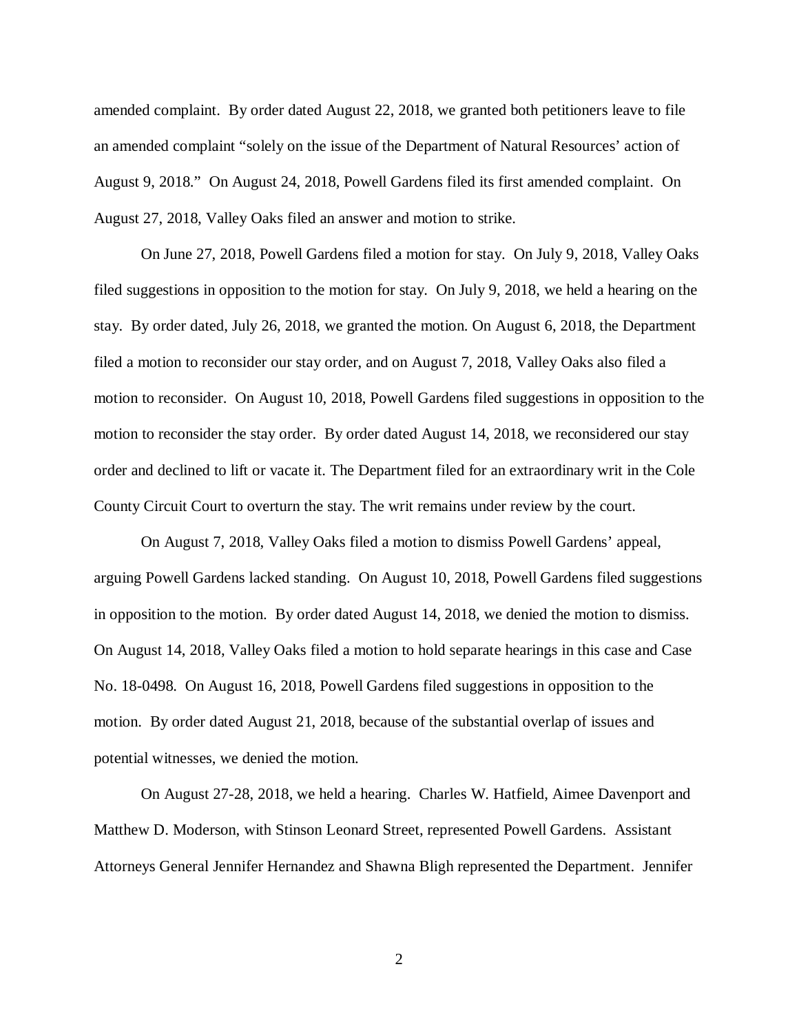amended complaint. By order dated August 22, 2018, we granted both petitioners leave to file an amended complaint "solely on the issue of the Department of Natural Resources' action of August 9, 2018." On August 24, 2018, Powell Gardens filed its first amended complaint. On August 27, 2018, Valley Oaks filed an answer and motion to strike.

On June 27, 2018, Powell Gardens filed a motion for stay. On July 9, 2018, Valley Oaks filed suggestions in opposition to the motion for stay. On July 9, 2018, we held a hearing on the stay. By order dated, July 26, 2018, we granted the motion. On August 6, 2018, the Department filed a motion to reconsider our stay order, and on August 7, 2018, Valley Oaks also filed a motion to reconsider. On August 10, 2018, Powell Gardens filed suggestions in opposition to the motion to reconsider the stay order. By order dated August 14, 2018, we reconsidered our stay order and declined to lift or vacate it. The Department filed for an extraordinary writ in the Cole County Circuit Court to overturn the stay. The writ remains under review by the court.

On August 7, 2018, Valley Oaks filed a motion to dismiss Powell Gardens' appeal, arguing Powell Gardens lacked standing. On August 10, 2018, Powell Gardens filed suggestions in opposition to the motion. By order dated August 14, 2018, we denied the motion to dismiss. On August 14, 2018, Valley Oaks filed a motion to hold separate hearings in this case and Case No. 18-0498. On August 16, 2018, Powell Gardens filed suggestions in opposition to the motion. By order dated August 21, 2018, because of the substantial overlap of issues and potential witnesses, we denied the motion.

On August 27-28, 2018, we held a hearing. Charles W. Hatfield, Aimee Davenport and Matthew D. Moderson, with Stinson Leonard Street, represented Powell Gardens. Assistant Attorneys General Jennifer Hernandez and Shawna Bligh represented the Department. Jennifer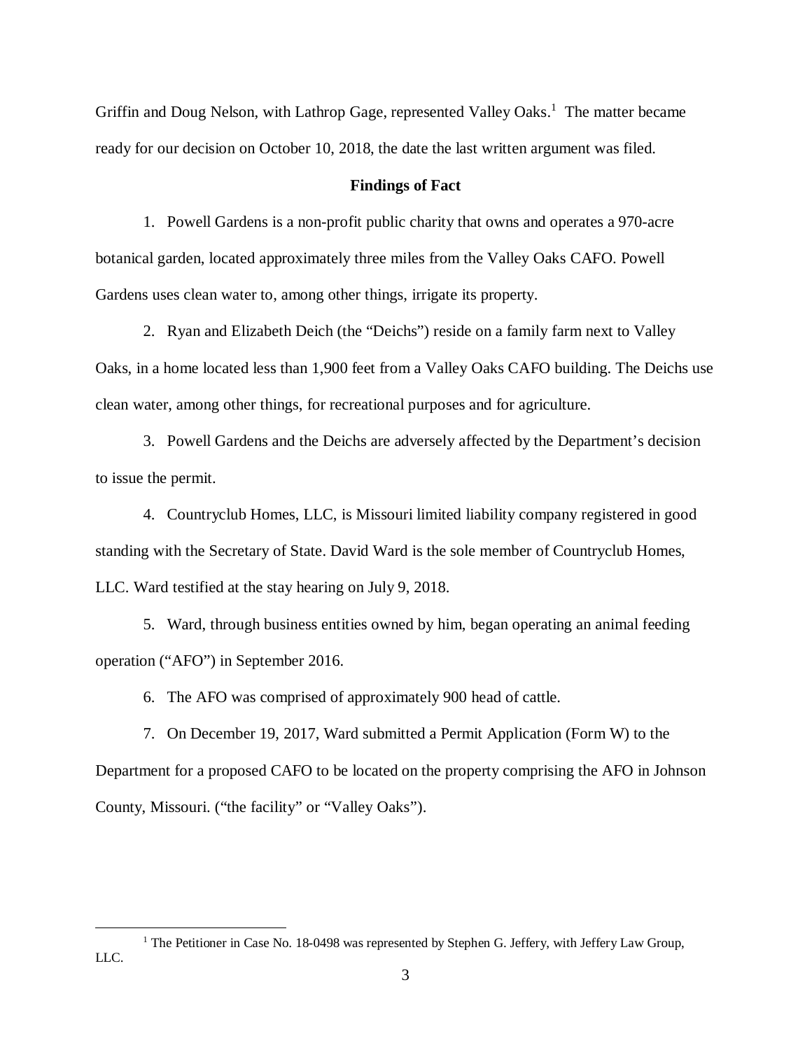Griffin and Doug Nelson, with Lathrop Gage, represented Valley Oaks.[1] The matter became ready for our decision on October 10, 2018, the date the last written argument was filed.

**Findings of Fact**

1. Powell Gardens is a non-profit public charity that owns and operates a 970-acre botanical garden, located approximately three miles from the Valley Oaks CAFO. Powell Gardens uses clean water to, among other things, irrigate its property.

2. Ryan and Elizabeth Deich (the "Deichs") reside on a family farm next to Valley Oaks, in a home located less than 1,900 feet from a Valley Oaks CAFO building. The Deichs use clean water, among other things, for recreational purposes and for agriculture.

3. Powell Gardens and the Deichs are adversely affected by the Department's decision to issue the permit.

4. Countryclub Homes, LLC, is Missouri limited liability company registered in good standing with the Secretary of State. David Ward is the sole member of Countryclub Homes, LLC. Ward testified at the stay hearing on July 9, 2018.

5. Ward, through business entities owned by him, began operating an animal feeding operation ("AFO") in September 2016.

6. The AFO was comprised of approximately 900 head of cattle.

7. On December 19, 2017, Ward submitted a Permit Application (Form W) to the Department for a proposed CAFO to be located on the property comprising the AFO in Johnson County, Missouri. ("the facility" or "Valley Oaks").

---

[1] The Petitioner in Case No. 18-0498 was represented by Stephen G. Jeffery, with Jeffery Law Group, LLC.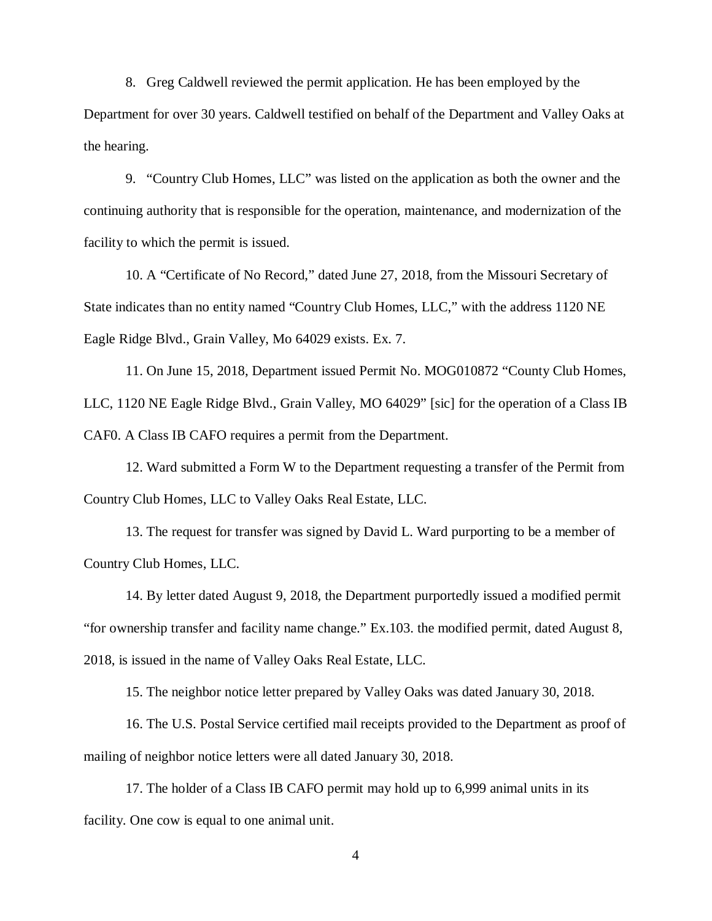8. Greg Caldwell reviewed the permit application. He has been employed by the Department for over 30 years. Caldwell testified on behalf of the Department and Valley Oaks at the hearing.

9. "Country Club Homes, LLC" was listed on the application as both the owner and the continuing authority that is responsible for the operation, maintenance, and modernization of the facility to which the permit is issued.

10. A "Certificate of No Record," dated June 27, 2018, from the Missouri Secretary of State indicates than no entity named "Country Club Homes, LLC," with the address 1120 NE Eagle Ridge Blvd., Grain Valley, Mo 64029 exists. Ex. 7.

11. On June 15, 2018, Department issued Permit No. MOG010872 "County Club Homes, LLC, 1120 NE Eagle Ridge Blvd., Grain Valley, MO 64029" [sic] for the operation of a Class IB CAF0. A Class IB CAFO requires a permit from the Department.

12. Ward submitted a Form W to the Department requesting a transfer of the Permit from Country Club Homes, LLC to Valley Oaks Real Estate, LLC.

13. The request for transfer was signed by David L. Ward purporting to be a member of Country Club Homes, LLC.

14. By letter dated August 9, 2018, the Department purportedly issued a modified permit "for ownership transfer and facility name change." Ex.103. the modified permit, dated August 8, 2018, is issued in the name of Valley Oaks Real Estate, LLC.

15. The neighbor notice letter prepared by Valley Oaks was dated January 30, 2018.

16. The U.S. Postal Service certified mail receipts provided to the Department as proof of mailing of neighbor notice letters were all dated January 30, 2018.

17. The holder of a Class IB CAFO permit may hold up to 6,999 animal units in its facility. One cow is equal to one animal unit.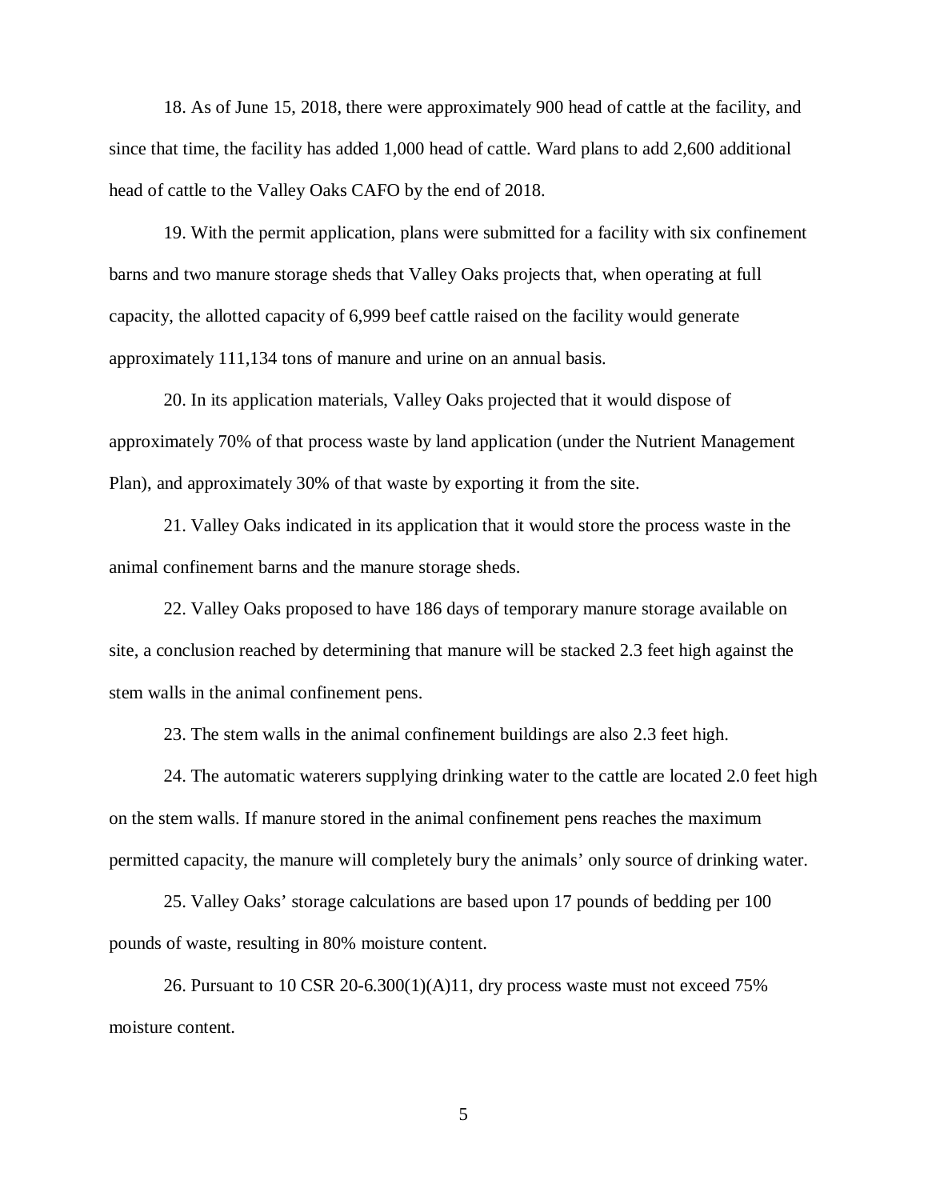18. As of June 15, 2018, there were approximately 900 head of cattle at the facility, and since that time, the facility has added 1,000 head of cattle. Ward plans to add 2,600 additional head of cattle to the Valley Oaks CAFO by the end of 2018.

19. With the permit application, plans were submitted for a facility with six confinement barns and two manure storage sheds that Valley Oaks projects that, when operating at full capacity, the allotted capacity of 6,999 beef cattle raised on the facility would generate approximately 111,134 tons of manure and urine on an annual basis.

20. In its application materials, Valley Oaks projected that it would dispose of approximately 70% of that process waste by land application (under the Nutrient Management Plan), and approximately 30% of that waste by exporting it from the site.

21. Valley Oaks indicated in its application that it would store the process waste in the animal confinement barns and the manure storage sheds.

22. Valley Oaks proposed to have 186 days of temporary manure storage available on site, a conclusion reached by determining that manure will be stacked 2.3 feet high against the stem walls in the animal confinement pens.

23. The stem walls in the animal confinement buildings are also 2.3 feet high.

24. The automatic waterers supplying drinking water to the cattle are located 2.0 feet high on the stem walls. If manure stored in the animal confinement pens reaches the maximum permitted capacity, the manure will completely bury the animals' only source of drinking water.

25. Valley Oaks' storage calculations are based upon 17 pounds of bedding per 100 pounds of waste, resulting in 80% moisture content.

26. Pursuant to 10 CSR 20-6.300(1)(A)11, dry process waste must not exceed 75% moisture content.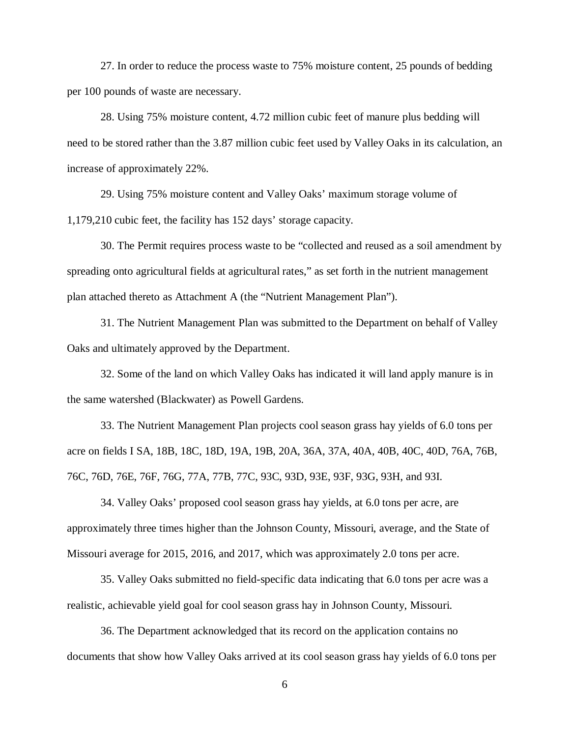27. In order to reduce the process waste to 75% moisture content, 25 pounds of bedding per 100 pounds of waste are necessary.

28. Using 75% moisture content, 4.72 million cubic feet of manure plus bedding will need to be stored rather than the 3.87 million cubic feet used by Valley Oaks in its calculation, an increase of approximately 22%.

29. Using 75% moisture content and Valley Oaks' maximum storage volume of 1,179,210 cubic feet, the facility has 152 days' storage capacity.

30. The Permit requires process waste to be "collected and reused as a soil amendment by spreading onto agricultural fields at agricultural rates," as set forth in the nutrient management plan attached thereto as Attachment A (the "Nutrient Management Plan").

31. The Nutrient Management Plan was submitted to the Department on behalf of Valley Oaks and ultimately approved by the Department.

32. Some of the land on which Valley Oaks has indicated it will land apply manure is in the same watershed (Blackwater) as Powell Gardens.

33. The Nutrient Management Plan projects cool season grass hay yields of 6.0 tons per acre on fields I SA, 18B, 18C, 18D, 19A, 19B, 20A, 36A, 37A, 40A, 40B, 40C, 40D, 76A, 76B, 76C, 76D, 76E, 76F, 76G, 77A, 77B, 77C, 93C, 93D, 93E, 93F, 93G, 93H, and 93I.

34. Valley Oaks' proposed cool season grass hay yields, at 6.0 tons per acre, are approximately three times higher than the Johnson County, Missouri, average, and the State of Missouri average for 2015, 2016, and 2017, which was approximately 2.0 tons per acre.

35. Valley Oaks submitted no field-specific data indicating that 6.0 tons per acre was a realistic, achievable yield goal for cool season grass hay in Johnson County, Missouri.

36. The Department acknowledged that its record on the application contains no documents that show how Valley Oaks arrived at its cool season grass hay yields of 6.0 tons per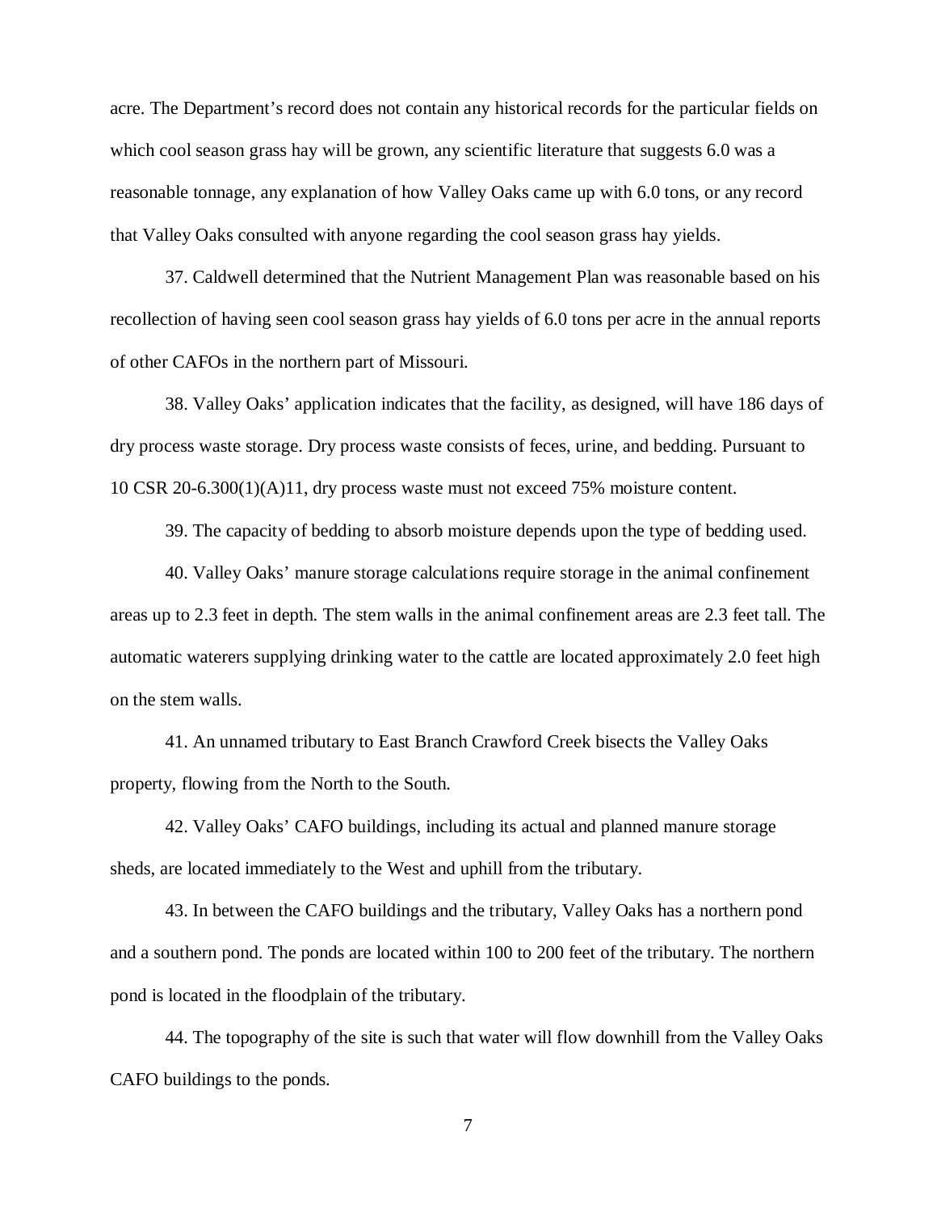acre. The Department's record does not contain any historical records for the particular fields on which cool season grass hay will be grown, any scientific literature that suggests 6.0 was a reasonable tonnage, any explanation of how Valley Oaks came up with 6.0 tons, or any record that Valley Oaks consulted with anyone regarding the cool season grass hay yields.

37. Caldwell determined that the Nutrient Management Plan was reasonable based on his recollection of having seen cool season grass hay yields of 6.0 tons per acre in the annual reports of other CAFOs in the northern part of Missouri.

38. Valley Oaks' application indicates that the facility, as designed, will have 186 days of dry process waste storage. Dry process waste consists of feces, urine, and bedding. Pursuant to 10 CSR 20-6.300(1)(A)11, dry process waste must not exceed 75% moisture content.

39. The capacity of bedding to absorb moisture depends upon the type of bedding used.

40. Valley Oaks' manure storage calculations require storage in the animal confinement areas up to 2.3 feet in depth. The stem walls in the animal confinement areas are 2.3 feet tall. The automatic waterers supplying drinking water to the cattle are located approximately 2.0 feet high on the stem walls.

41. An unnamed tributary to East Branch Crawford Creek bisects the Valley Oaks property, flowing from the North to the South.

42. Valley Oaks' CAFO buildings, including its actual and planned manure storage sheds, are located immediately to the West and uphill from the tributary.

43. In between the CAFO buildings and the tributary, Valley Oaks has a northern pond and a southern pond. The ponds are located within 100 to 200 feet of the tributary. The northern pond is located in the floodplain of the tributary.

44. The topography of the site is such that water will flow downhill from the Valley Oaks CAFO buildings to the ponds.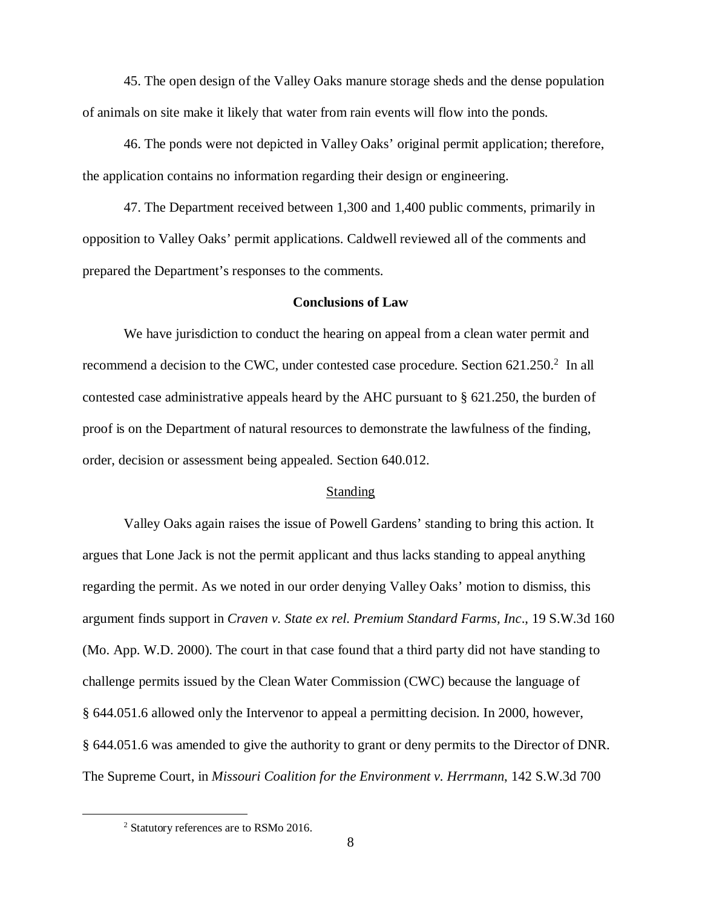45. The open design of the Valley Oaks manure storage sheds and the dense population of animals on site make it likely that water from rain events will flow into the ponds.

46. The ponds were not depicted in Valley Oaks' original permit application; therefore, the application contains no information regarding their design or engineering.

47. The Department received between 1,300 and 1,400 public comments, primarily in opposition to Valley Oaks' permit applications. Caldwell reviewed all of the comments and prepared the Department's responses to the comments.

**Conclusions of Law**

We have jurisdiction to conduct the hearing on appeal from a clean water permit and recommend a decision to the CWC, under contested case procedure. Section 621.250.[2] In all contested case administrative appeals heard by the AHC pursuant to § 621.250, the burden of proof is on the Department of natural resources to demonstrate the lawfulness of the finding, order, decision or assessment being appealed. Section 640.012.

Standing

Valley Oaks again raises the issue of Powell Gardens' standing to bring this action. It argues that Lone Jack is not the permit applicant and thus lacks standing to appeal anything regarding the permit. As we noted in our order denying Valley Oaks' motion to dismiss, this argument finds support in *Craven v. State ex rel. Premium Standard Farms, Inc*., 19 S.W.3d 160 (Mo. App. W.D. 2000). The court in that case found that a third party did not have standing to challenge permits issued by the Clean Water Commission (CWC) because the language of § 644.051.6 allowed only the Intervenor to appeal a permitting decision. In 2000, however, § 644.051.6 was amended to give the authority to grant or deny permits to the Director of DNR. The Supreme Court, in *Missouri Coalition for the Environment v. Herrmann*, 142 S.W.3d 700

[2] Statutory references are to RSMo 2016.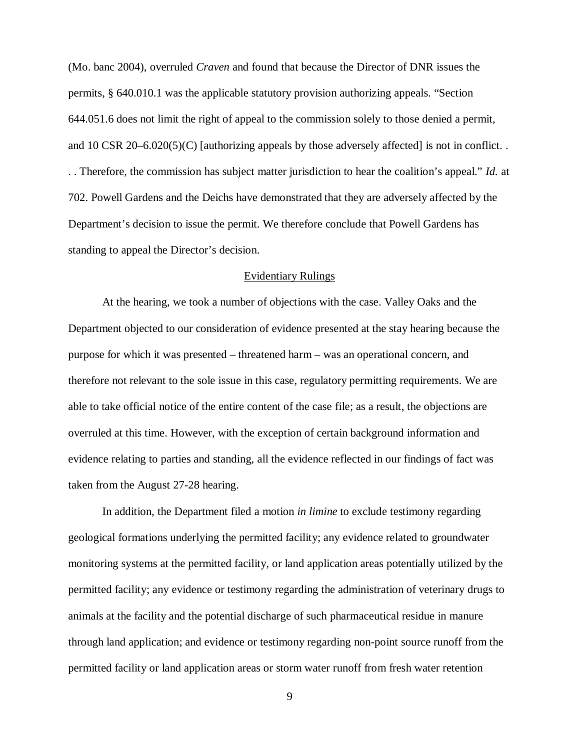(Mo. banc 2004), overruled *Craven* and found that because the Director of DNR issues the permits, § 640.010.1 was the applicable statutory provision authorizing appeals. "Section 644.051.6 does not limit the right of appeal to the commission solely to those denied a permit, and 10 CSR 20–6.020(5)(C) [authorizing appeals by those adversely affected] is not in conflict. . . . Therefore, the commission has subject matter jurisdiction to hear the coalition's appeal." *Id.* at 702. Powell Gardens and the Deichs have demonstrated that they are adversely affected by the Department's decision to issue the permit. We therefore conclude that Powell Gardens has standing to appeal the Director's decision.

## Evidentiary Rulings

At the hearing, we took a number of objections with the case. Valley Oaks and the Department objected to our consideration of evidence presented at the stay hearing because the purpose for which it was presented – threatened harm – was an operational concern, and therefore not relevant to the sole issue in this case, regulatory permitting requirements. We are able to take official notice of the entire content of the case file; as a result, the objections are overruled at this time. However, with the exception of certain background information and evidence relating to parties and standing, all the evidence reflected in our findings of fact was taken from the August 27-28 hearing.

In addition, the Department filed a motion *in limine* to exclude testimony regarding geological formations underlying the permitted facility; any evidence related to groundwater monitoring systems at the permitted facility, or land application areas potentially utilized by the permitted facility; any evidence or testimony regarding the administration of veterinary drugs to animals at the facility and the potential discharge of such pharmaceutical residue in manure through land application; and evidence or testimony regarding non-point source runoff from the permitted facility or land application areas or storm water runoff from fresh water retention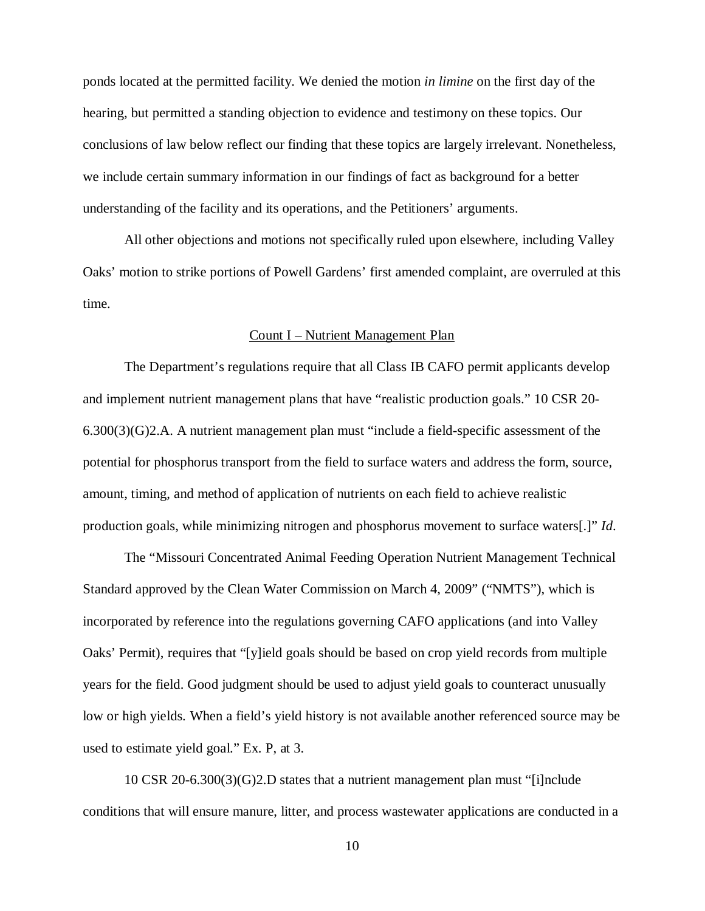ponds located at the permitted facility. We denied the motion *in limine* on the first day of the hearing, but permitted a standing objection to evidence and testimony on these topics. Our conclusions of law below reflect our finding that these topics are largely irrelevant. Nonetheless, we include certain summary information in our findings of fact as background for a better understanding of the facility and its operations, and the Petitioners' arguments.

All other objections and motions not specifically ruled upon elsewhere, including Valley Oaks' motion to strike portions of Powell Gardens' first amended complaint, are overruled at this time.

<u>Count I – Nutrient Management Plan</u>

The Department's regulations require that all Class IB CAFO permit applicants develop and implement nutrient management plans that have "realistic production goals." 10 CSR 20-6.300(3)(G)2.A. A nutrient management plan must "include a field-specific assessment of the potential for phosphorus transport from the field to surface waters and address the form, source, amount, timing, and method of application of nutrients on each field to achieve realistic production goals, while minimizing nitrogen and phosphorus movement to surface waters[.]" *Id*.

The "Missouri Concentrated Animal Feeding Operation Nutrient Management Technical Standard approved by the Clean Water Commission on March 4, 2009" ("NMTS"), which is incorporated by reference into the regulations governing CAFO applications (and into Valley Oaks' Permit), requires that "[y]ield goals should be based on crop yield records from multiple years for the field. Good judgment should be used to adjust yield goals to counteract unusually low or high yields. When a field's yield history is not available another referenced source may be used to estimate yield goal." Ex. P, at 3.

10 CSR 20-6.300(3)(G)2.D states that a nutrient management plan must "[i]nclude conditions that will ensure manure, litter, and process wastewater applications are conducted in a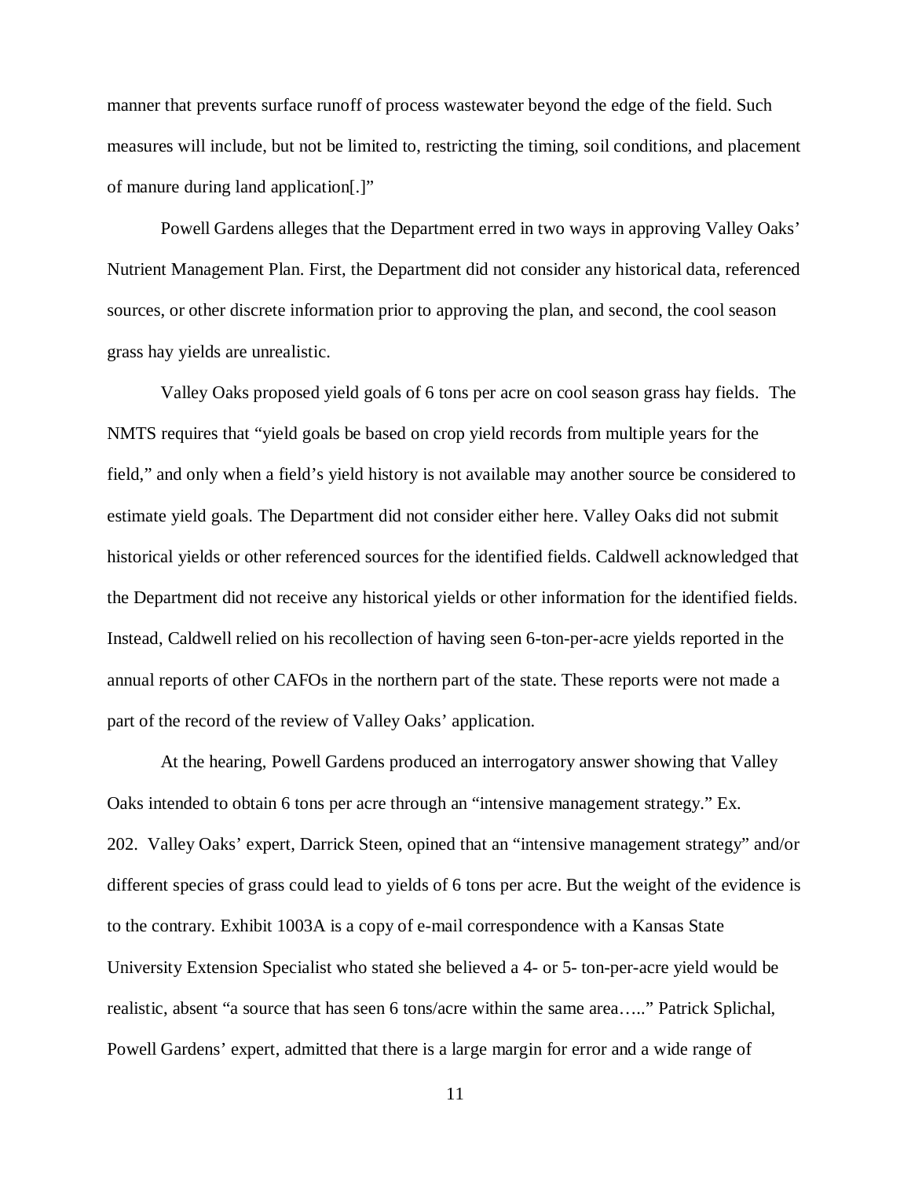manner that prevents surface runoff of process wastewater beyond the edge of the field. Such measures will include, but not be limited to, restricting the timing, soil conditions, and placement of manure during land application[.]"

Powell Gardens alleges that the Department erred in two ways in approving Valley Oaks' Nutrient Management Plan. First, the Department did not consider any historical data, referenced sources, or other discrete information prior to approving the plan, and second, the cool season grass hay yields are unrealistic.

Valley Oaks proposed yield goals of 6 tons per acre on cool season grass hay fields. The NMTS requires that "yield goals be based on crop yield records from multiple years for the field," and only when a field's yield history is not available may another source be considered to estimate yield goals. The Department did not consider either here. Valley Oaks did not submit historical yields or other referenced sources for the identified fields. Caldwell acknowledged that the Department did not receive any historical yields or other information for the identified fields. Instead, Caldwell relied on his recollection of having seen 6-ton-per-acre yields reported in the annual reports of other CAFOs in the northern part of the state. These reports were not made a part of the record of the review of Valley Oaks' application.

At the hearing, Powell Gardens produced an interrogatory answer showing that Valley Oaks intended to obtain 6 tons per acre through an "intensive management strategy." Ex. 202. Valley Oaks' expert, Darrick Steen, opined that an "intensive management strategy" and/or different species of grass could lead to yields of 6 tons per acre. But the weight of the evidence is to the contrary. Exhibit 1003A is a copy of e-mail correspondence with a Kansas State University Extension Specialist who stated she believed a 4- or 5- ton-per-acre yield would be realistic, absent "a source that has seen 6 tons/acre within the same area….." Patrick Splichal, Powell Gardens' expert, admitted that there is a large margin for error and a wide range of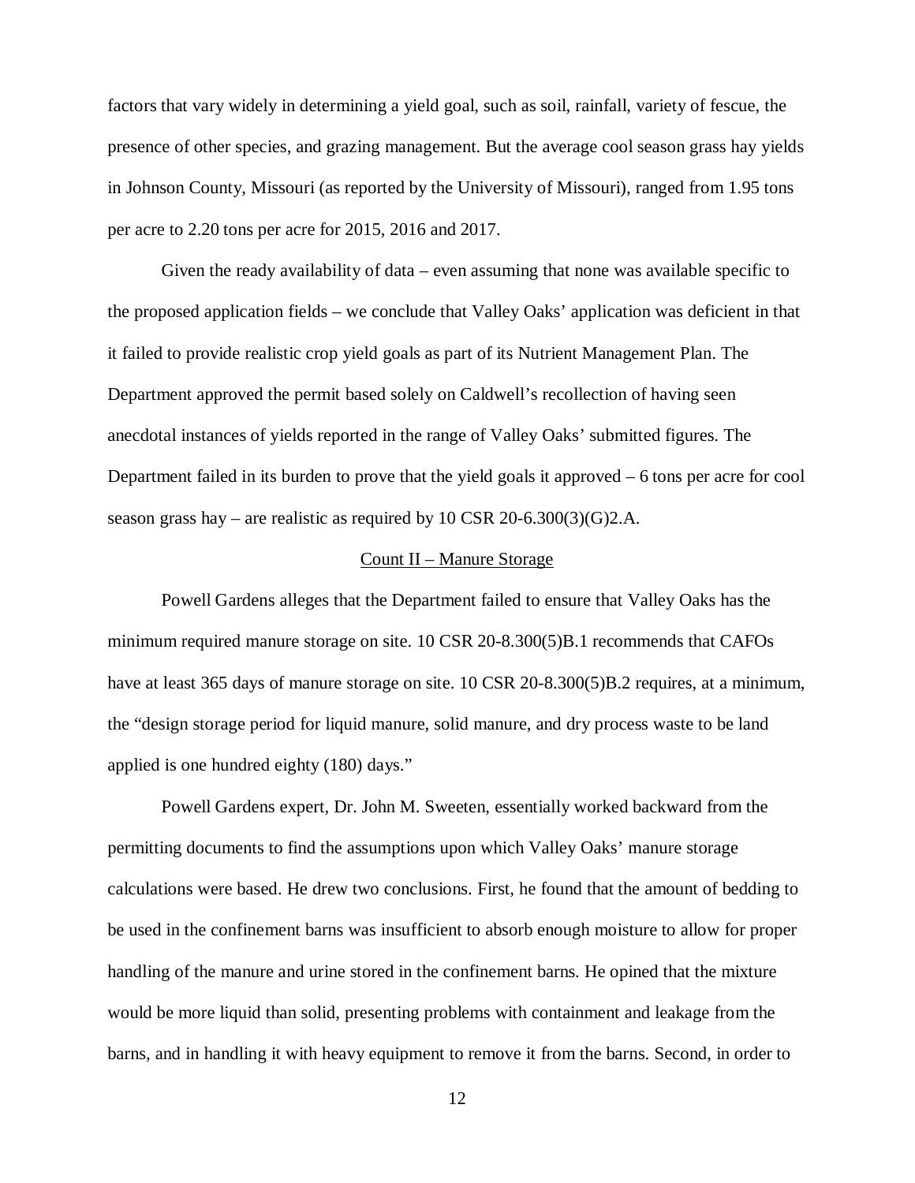factors that vary widely in determining a yield goal, such as soil, rainfall, variety of fescue, the presence of other species, and grazing management. But the average cool season grass hay yields in Johnson County, Missouri (as reported by the University of Missouri), ranged from 1.95 tons per acre to 2.20 tons per acre for 2015, 2016 and 2017.

Given the ready availability of data – even assuming that none was available specific to the proposed application fields – we conclude that Valley Oaks' application was deficient in that it failed to provide realistic crop yield goals as part of its Nutrient Management Plan. The Department approved the permit based solely on Caldwell's recollection of having seen anecdotal instances of yields reported in the range of Valley Oaks' submitted figures. The Department failed in its burden to prove that the yield goals it approved – 6 tons per acre for cool season grass hay – are realistic as required by 10 CSR 20-6.300(3)(G)2.A.

<u>Count II – Manure Storage</u>

Powell Gardens alleges that the Department failed to ensure that Valley Oaks has the minimum required manure storage on site. 10 CSR 20-8.300(5)B.1 recommends that CAFOs have at least 365 days of manure storage on site. 10 CSR 20-8.300(5)B.2 requires, at a minimum, the "design storage period for liquid manure, solid manure, and dry process waste to be land applied is one hundred eighty (180) days."

Powell Gardens expert, Dr. John M. Sweeten, essentially worked backward from the permitting documents to find the assumptions upon which Valley Oaks' manure storage calculations were based. He drew two conclusions. First, he found that the amount of bedding to be used in the confinement barns was insufficient to absorb enough moisture to allow for proper handling of the manure and urine stored in the confinement barns. He opined that the mixture would be more liquid than solid, presenting problems with containment and leakage from the barns, and in handling it with heavy equipment to remove it from the barns. Second, in order to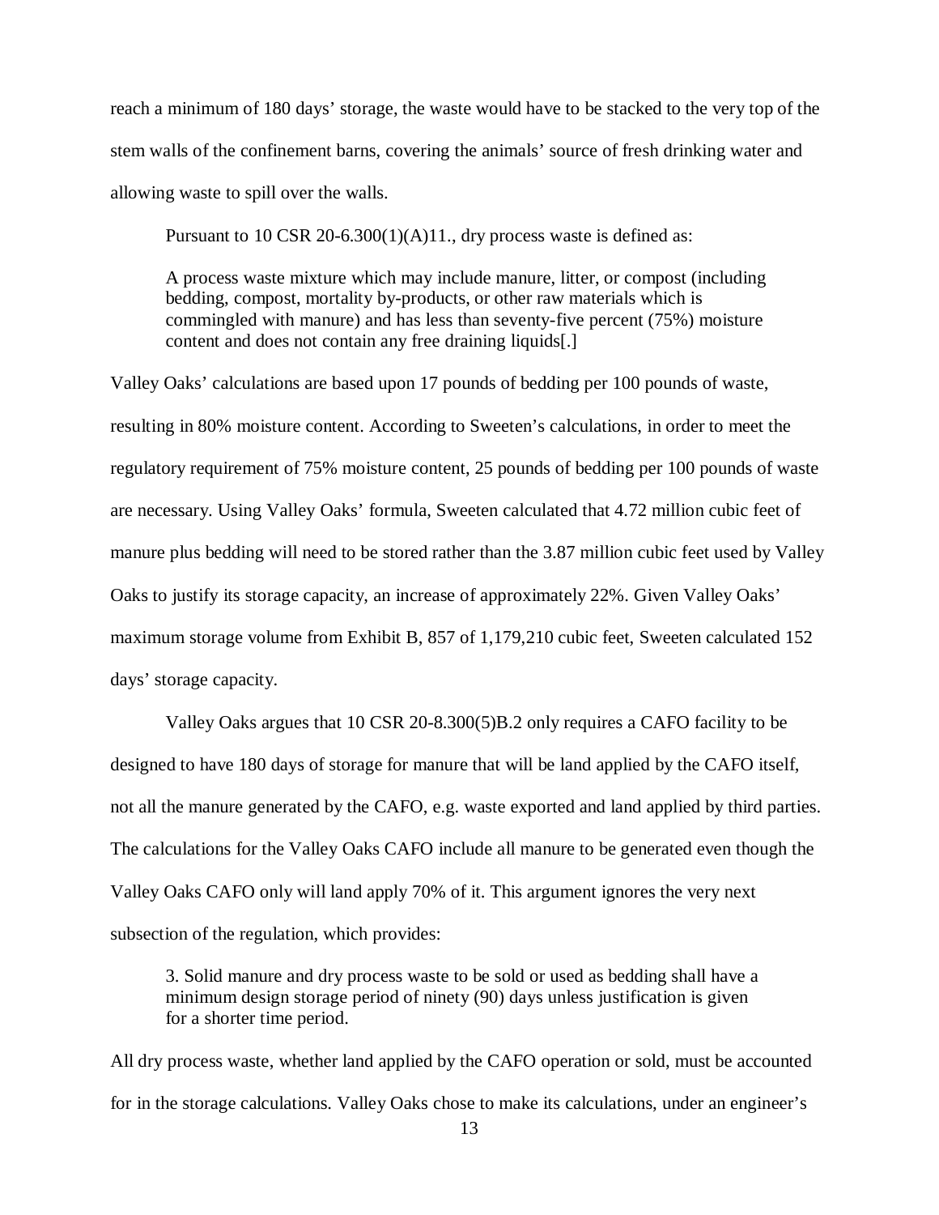reach a minimum of 180 days' storage, the waste would have to be stacked to the very top of the stem walls of the confinement barns, covering the animals' source of fresh drinking water and allowing waste to spill over the walls.

Pursuant to 10 CSR 20-6.300(1)(A)11., dry process waste is defined as:

> A process waste mixture which may include manure, litter, or compost (including bedding, compost, mortality by-products, or other raw materials which is commingled with manure) and has less than seventy-five percent (75%) moisture content and does not contain any free draining liquids[.]

Valley Oaks' calculations are based upon 17 pounds of bedding per 100 pounds of waste, resulting in 80% moisture content. According to Sweeten's calculations, in order to meet the regulatory requirement of 75% moisture content, 25 pounds of bedding per 100 pounds of waste are necessary. Using Valley Oaks' formula, Sweeten calculated that 4.72 million cubic feet of manure plus bedding will need to be stored rather than the 3.87 million cubic feet used by Valley Oaks to justify its storage capacity, an increase of approximately 22%. Given Valley Oaks' maximum storage volume from Exhibit B, 857 of 1,179,210 cubic feet, Sweeten calculated 152 days' storage capacity.

Valley Oaks argues that 10 CSR 20-8.300(5)B.2 only requires a CAFO facility to be designed to have 180 days of storage for manure that will be land applied by the CAFO itself, not all the manure generated by the CAFO, e.g. waste exported and land applied by third parties. The calculations for the Valley Oaks CAFO include all manure to be generated even though the Valley Oaks CAFO only will land apply 70% of it. This argument ignores the very next subsection of the regulation, which provides:

> 3. Solid manure and dry process waste to be sold or used as bedding shall have a minimum design storage period of ninety (90) days unless justification is given for a shorter time period.

All dry process waste, whether land applied by the CAFO operation or sold, must be accounted for in the storage calculations. Valley Oaks chose to make its calculations, under an engineer's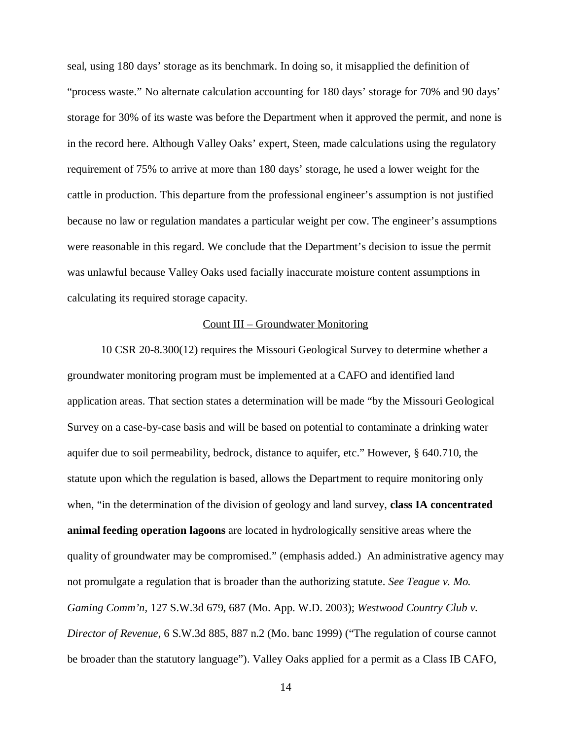seal, using 180 days' storage as its benchmark. In doing so, it misapplied the definition of "process waste." No alternate calculation accounting for 180 days' storage for 70% and 90 days' storage for 30% of its waste was before the Department when it approved the permit, and none is in the record here. Although Valley Oaks' expert, Steen, made calculations using the regulatory requirement of 75% to arrive at more than 180 days' storage, he used a lower weight for the cattle in production. This departure from the professional engineer's assumption is not justified because no law or regulation mandates a particular weight per cow. The engineer's assumptions were reasonable in this regard. We conclude that the Department's decision to issue the permit was unlawful because Valley Oaks used facially inaccurate moisture content assumptions in calculating its required storage capacity.

<u>Count III – Groundwater Monitoring</u>

10 CSR 20-8.300(12) requires the Missouri Geological Survey to determine whether a groundwater monitoring program must be implemented at a CAFO and identified land application areas. That section states a determination will be made "by the Missouri Geological Survey on a case-by-case basis and will be based on potential to contaminate a drinking water aquifer due to soil permeability, bedrock, distance to aquifer, etc." However, § 640.710, the statute upon which the regulation is based, allows the Department to require monitoring only when, "in the determination of the division of geology and land survey, **class IA concentrated animal feeding operation lagoons** are located in hydrologically sensitive areas where the quality of groundwater may be compromised." (emphasis added.) An administrative agency may not promulgate a regulation that is broader than the authorizing statute. *See Teague v. Mo. Gaming Comm'n*, 127 S.W.3d 679, 687 (Mo. App. W.D. 2003); *Westwood Country Club v. Director of Revenue*, 6 S.W.3d 885, 887 n.2 (Mo. banc 1999) ("The regulation of course cannot be broader than the statutory language"). Valley Oaks applied for a permit as a Class IB CAFO,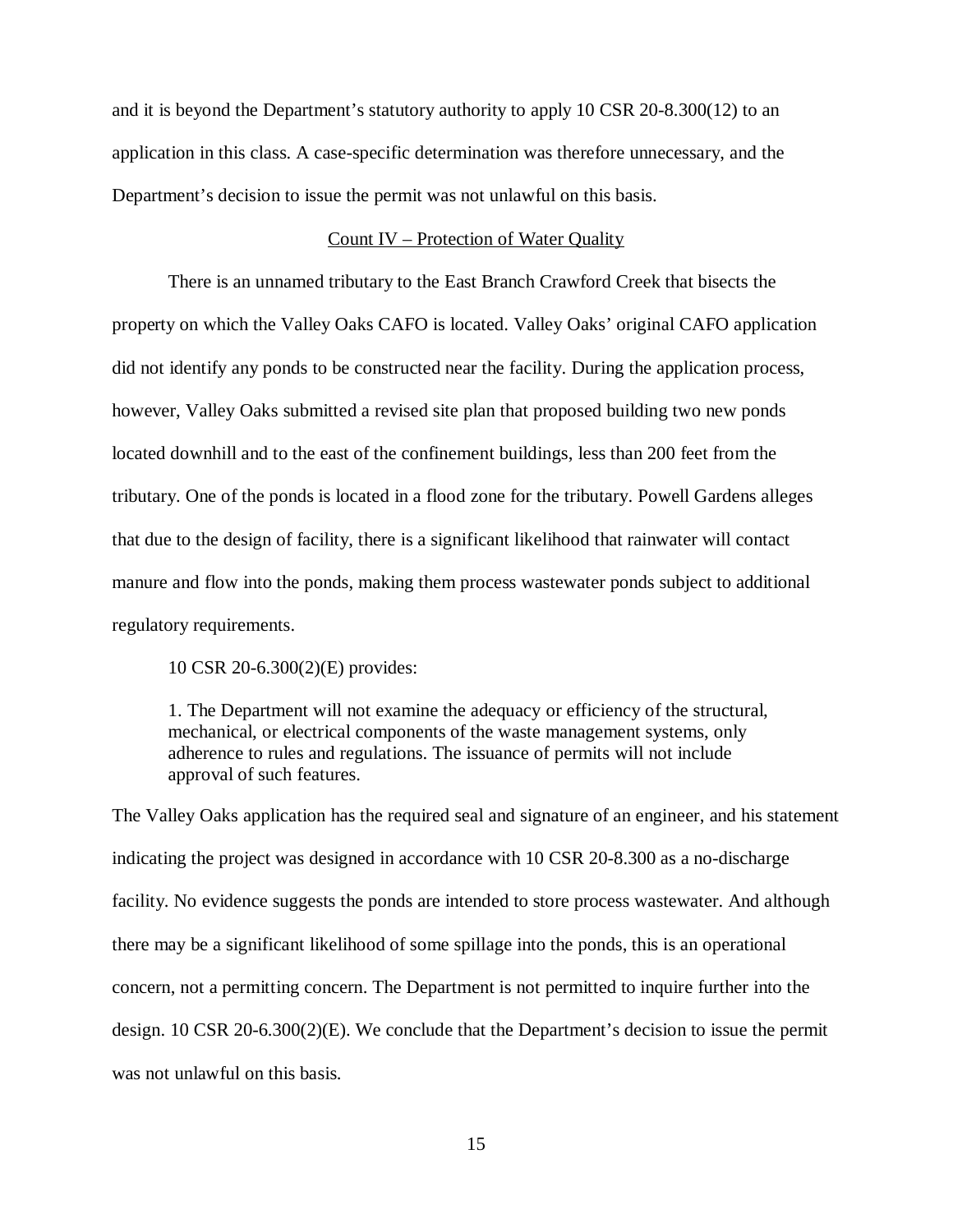and it is beyond the Department's statutory authority to apply 10 CSR 20-8.300(12) to an application in this class. A case-specific determination was therefore unnecessary, and the Department's decision to issue the permit was not unlawful on this basis.

## Count IV – Protection of Water Quality

There is an unnamed tributary to the East Branch Crawford Creek that bisects the property on which the Valley Oaks CAFO is located. Valley Oaks' original CAFO application did not identify any ponds to be constructed near the facility. During the application process, however, Valley Oaks submitted a revised site plan that proposed building two new ponds located downhill and to the east of the confinement buildings, less than 200 feet from the tributary. One of the ponds is located in a flood zone for the tributary. Powell Gardens alleges that due to the design of facility, there is a significant likelihood that rainwater will contact manure and flow into the ponds, making them process wastewater ponds subject to additional regulatory requirements.

10 CSR 20-6.300(2)(E) provides:

> 1. The Department will not examine the adequacy or efficiency of the structural, mechanical, or electrical components of the waste management systems, only adherence to rules and regulations. The issuance of permits will not include approval of such features.

The Valley Oaks application has the required seal and signature of an engineer, and his statement indicating the project was designed in accordance with 10 CSR 20-8.300 as a no-discharge facility. No evidence suggests the ponds are intended to store process wastewater. And although there may be a significant likelihood of some spillage into the ponds, this is an operational concern, not a permitting concern. The Department is not permitted to inquire further into the design. 10 CSR 20-6.300(2)(E). We conclude that the Department's decision to issue the permit was not unlawful on this basis.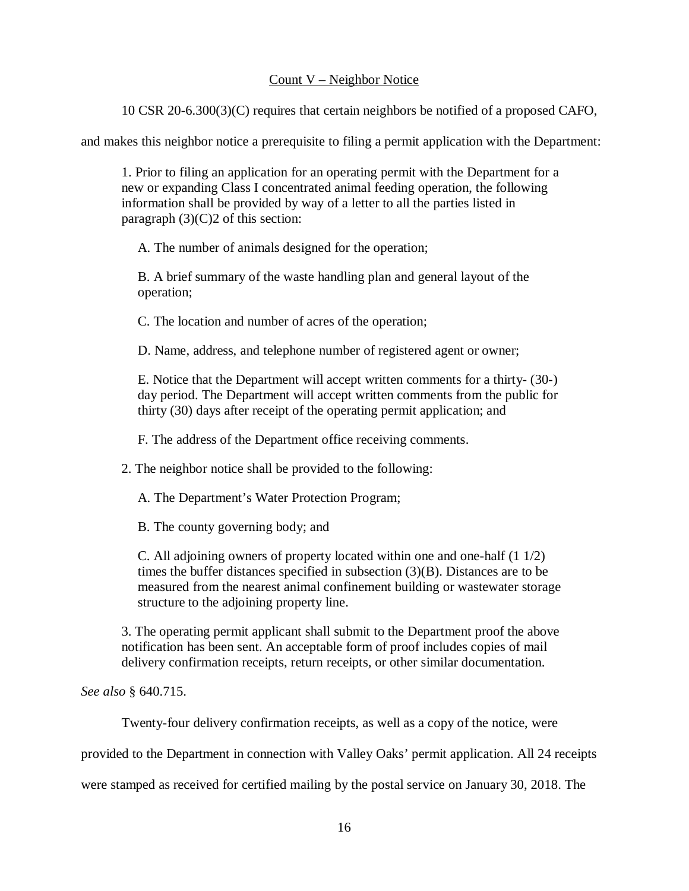<u>Count V – Neighbor Notice</u>

10 CSR 20-6.300(3)(C) requires that certain neighbors be notified of a proposed CAFO, and makes this neighbor notice a prerequisite to filing a permit application with the Department:

> 1. Prior to filing an application for an operating permit with the Department for a new or expanding Class I concentrated animal feeding operation, the following information shall be provided by way of a letter to all the parties listed in paragraph (3)(C)2 of this section:
>
> A. The number of animals designed for the operation;
>
> B. A brief summary of the waste handling plan and general layout of the operation;
>
> C. The location and number of acres of the operation;
>
> D. Name, address, and telephone number of registered agent or owner;
>
> E. Notice that the Department will accept written comments for a thirty- (30-) day period. The Department will accept written comments from the public for thirty (30) days after receipt of the operating permit application; and
>
> F. The address of the Department office receiving comments.
>
> 2. The neighbor notice shall be provided to the following:
>
> A. The Department's Water Protection Program;
>
> B. The county governing body; and
>
> C. All adjoining owners of property located within one and one-half (1 1/2) times the buffer distances specified in subsection (3)(B). Distances are to be measured from the nearest animal confinement building or wastewater storage structure to the adjoining property line.
>
> 3. The operating permit applicant shall submit to the Department proof the above notification has been sent. An acceptable form of proof includes copies of mail delivery confirmation receipts, return receipts, or other similar documentation.

*See also* § 640.715.

Twenty-four delivery confirmation receipts, as well as a copy of the notice, were provided to the Department in connection with Valley Oaks' permit application. All 24 receipts were stamped as received for certified mailing by the postal service on January 30, 2018. The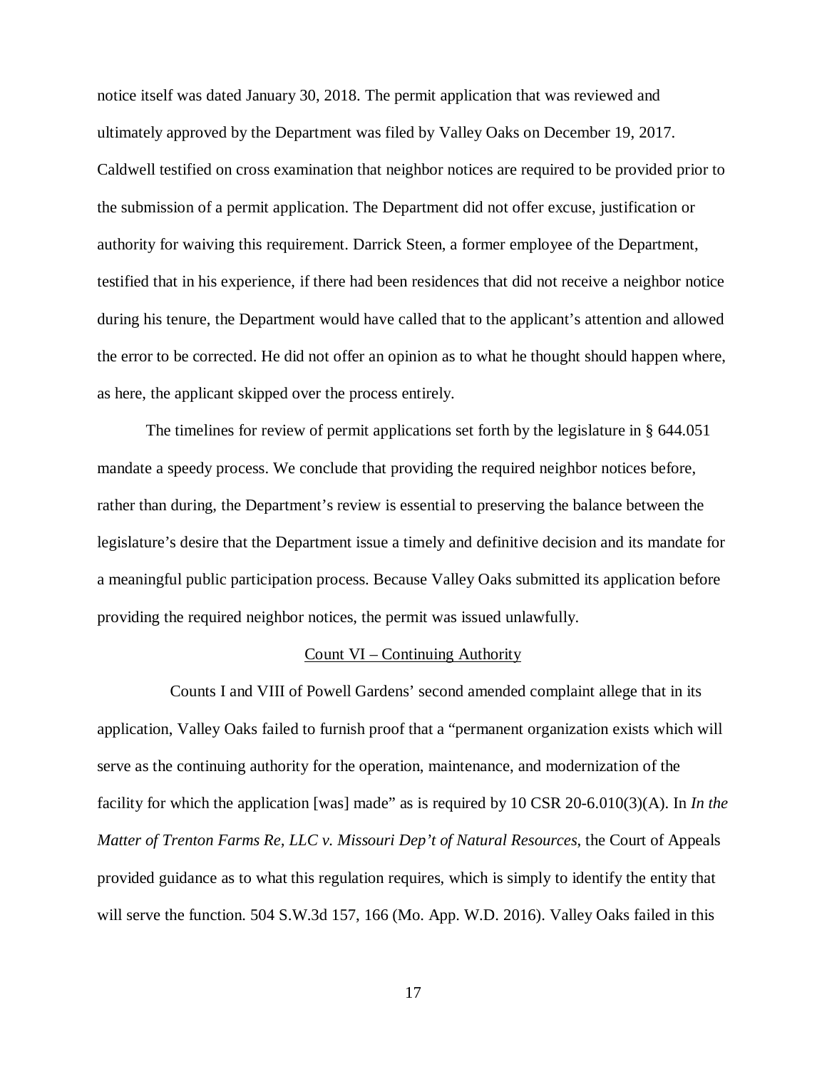notice itself was dated January 30, 2018. The permit application that was reviewed and ultimately approved by the Department was filed by Valley Oaks on December 19, 2017. Caldwell testified on cross examination that neighbor notices are required to be provided prior to the submission of a permit application. The Department did not offer excuse, justification or authority for waiving this requirement. Darrick Steen, a former employee of the Department, testified that in his experience, if there had been residences that did not receive a neighbor notice during his tenure, the Department would have called that to the applicant's attention and allowed the error to be corrected. He did not offer an opinion as to what he thought should happen where, as here, the applicant skipped over the process entirely.

The timelines for review of permit applications set forth by the legislature in § 644.051 mandate a speedy process. We conclude that providing the required neighbor notices before, rather than during, the Department's review is essential to preserving the balance between the legislature's desire that the Department issue a timely and definitive decision and its mandate for a meaningful public participation process. Because Valley Oaks submitted its application before providing the required neighbor notices, the permit was issued unlawfully.

<u>Count VI – Continuing Authority</u>

Counts I and VIII of Powell Gardens' second amended complaint allege that in its application, Valley Oaks failed to furnish proof that a "permanent organization exists which will serve as the continuing authority for the operation, maintenance, and modernization of the facility for which the application [was] made" as is required by 10 CSR 20-6.010(3)(A). In *In the Matter of Trenton Farms Re, LLC v. Missouri Dep't of Natural Resources*, the Court of Appeals provided guidance as to what this regulation requires, which is simply to identify the entity that will serve the function. 504 S.W.3d 157, 166 (Mo. App. W.D. 2016). Valley Oaks failed in this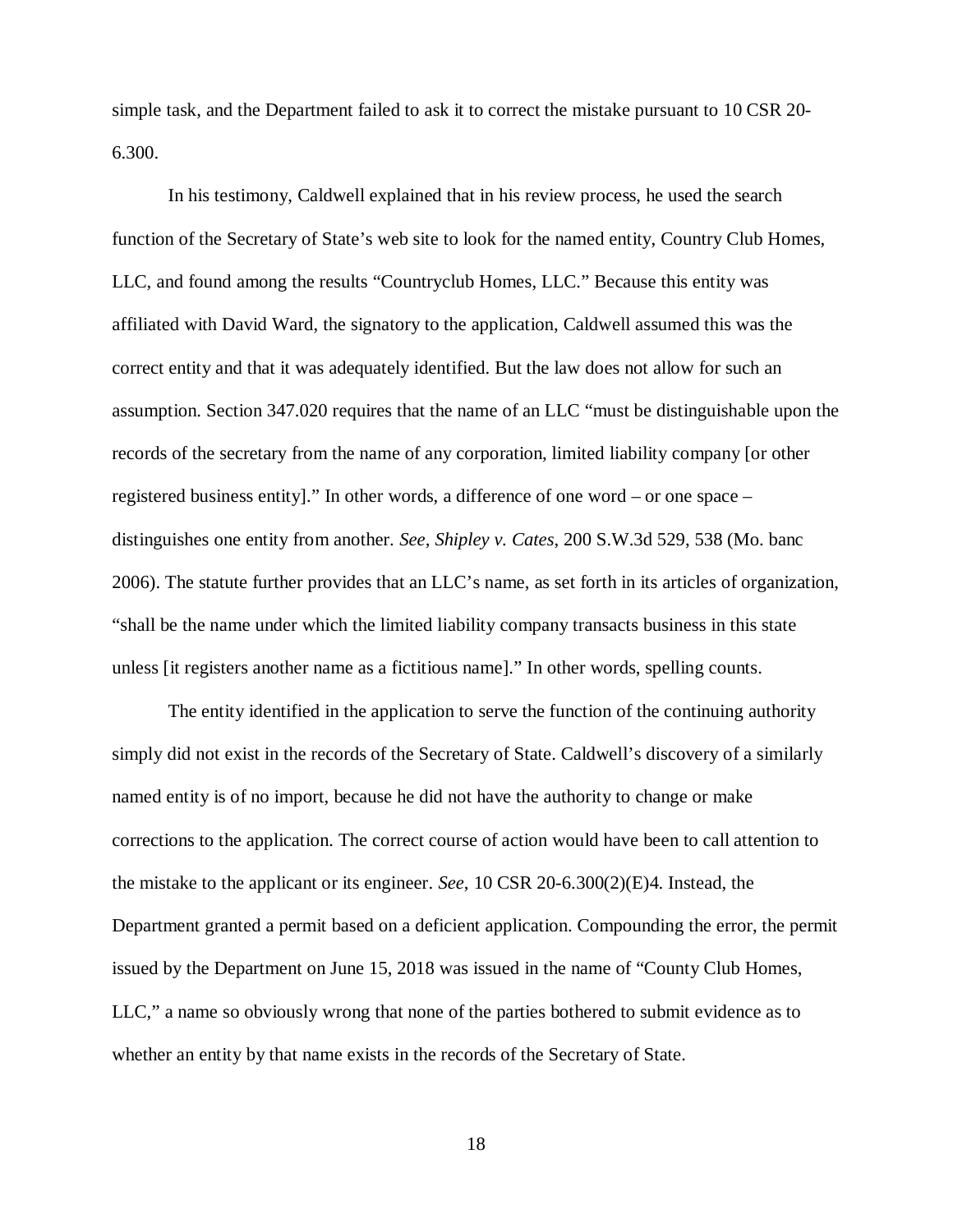simple task, and the Department failed to ask it to correct the mistake pursuant to 10 CSR 20-6.300.

In his testimony, Caldwell explained that in his review process, he used the search function of the Secretary of State's web site to look for the named entity, Country Club Homes, LLC, and found among the results "Countryclub Homes, LLC." Because this entity was affiliated with David Ward, the signatory to the application, Caldwell assumed this was the correct entity and that it was adequately identified. But the law does not allow for such an assumption. Section 347.020 requires that the name of an LLC "must be distinguishable upon the records of the secretary from the name of any corporation, limited liability company [or other registered business entity]." In other words, a difference of one word – or one space – distinguishes one entity from another. *See, Shipley v. Cates*, 200 S.W.3d 529, 538 (Mo. banc 2006). The statute further provides that an LLC's name, as set forth in its articles of organization, "shall be the name under which the limited liability company transacts business in this state unless [it registers another name as a fictitious name]." In other words, spelling counts.

The entity identified in the application to serve the function of the continuing authority simply did not exist in the records of the Secretary of State. Caldwell's discovery of a similarly named entity is of no import, because he did not have the authority to change or make corrections to the application. The correct course of action would have been to call attention to the mistake to the applicant or its engineer. *See*, 10 CSR 20-6.300(2)(E)4. Instead, the Department granted a permit based on a deficient application. Compounding the error, the permit issued by the Department on June 15, 2018 was issued in the name of "County Club Homes, LLC," a name so obviously wrong that none of the parties bothered to submit evidence as to whether an entity by that name exists in the records of the Secretary of State.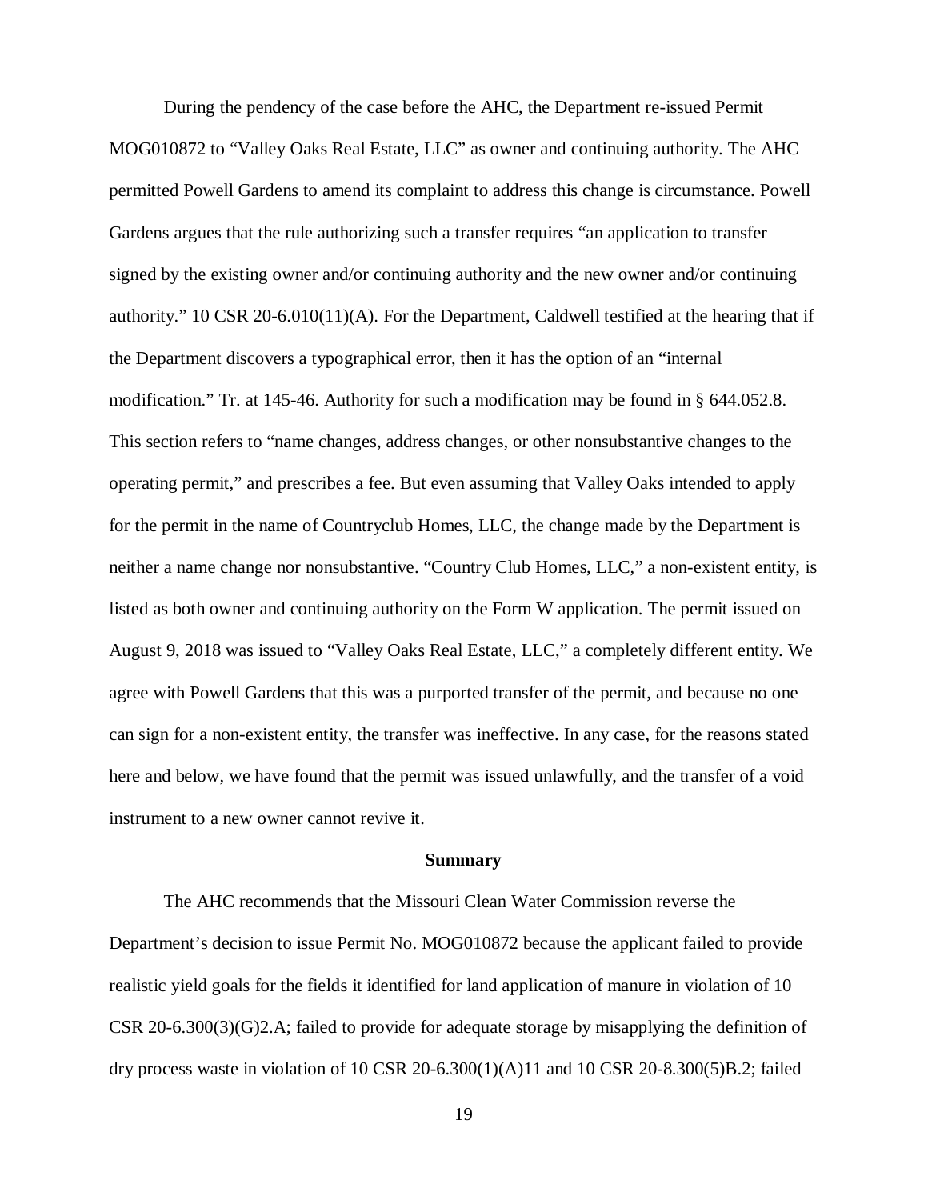During the pendency of the case before the AHC, the Department re-issued Permit MOG010872 to "Valley Oaks Real Estate, LLC" as owner and continuing authority. The AHC permitted Powell Gardens to amend its complaint to address this change is circumstance. Powell Gardens argues that the rule authorizing such a transfer requires "an application to transfer signed by the existing owner and/or continuing authority and the new owner and/or continuing authority." 10 CSR 20-6.010(11)(A). For the Department, Caldwell testified at the hearing that if the Department discovers a typographical error, then it has the option of an "internal modification." Tr. at 145-46. Authority for such a modification may be found in § 644.052.8. This section refers to "name changes, address changes, or other nonsubstantive changes to the operating permit," and prescribes a fee. But even assuming that Valley Oaks intended to apply for the permit in the name of Countryclub Homes, LLC, the change made by the Department is neither a name change nor nonsubstantive. "Country Club Homes, LLC," a non-existent entity, is listed as both owner and continuing authority on the Form W application. The permit issued on August 9, 2018 was issued to "Valley Oaks Real Estate, LLC," a completely different entity. We agree with Powell Gardens that this was a purported transfer of the permit, and because no one can sign for a non-existent entity, the transfer was ineffective. In any case, for the reasons stated here and below, we have found that the permit was issued unlawfully, and the transfer of a void instrument to a new owner cannot revive it.

**Summary**

The AHC recommends that the Missouri Clean Water Commission reverse the Department's decision to issue Permit No. MOG010872 because the applicant failed to provide realistic yield goals for the fields it identified for land application of manure in violation of 10 CSR 20-6.300(3)(G)2.A; failed to provide for adequate storage by misapplying the definition of dry process waste in violation of 10 CSR 20-6.300(1)(A)11 and 10 CSR 20-8.300(5)B.2; failed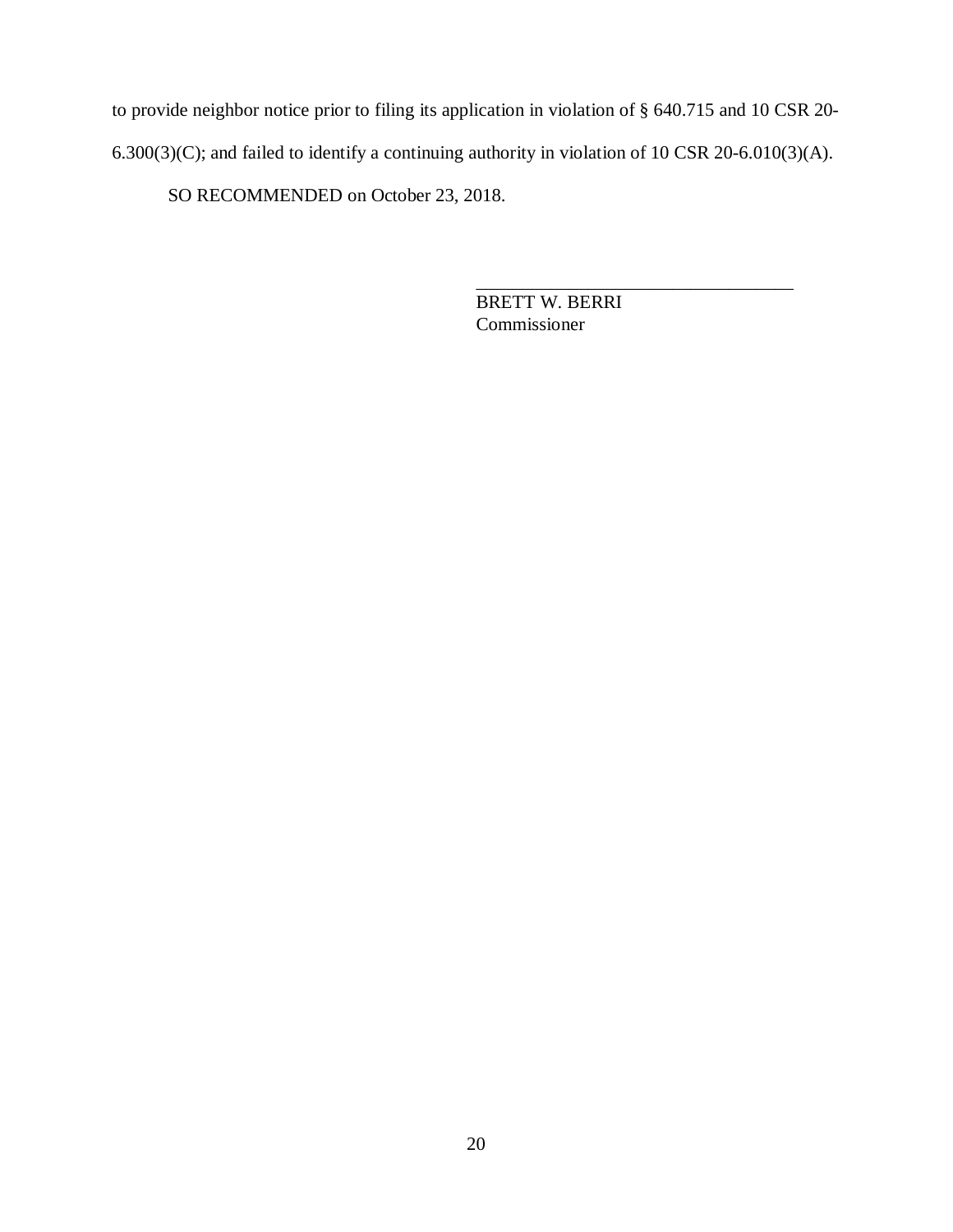to provide neighbor notice prior to filing its application in violation of § 640.715 and 10 CSR 20-6.300(3)(C); and failed to identify a continuing authority in violation of 10 CSR 20-6.010(3)(A).

SO RECOMMENDED on October 23, 2018.

\_\_\_\_\_\_\_\_\_\_\_\_\_\_\_\_\_\_\_\_\_\_\_\_\_\_\_\_\_\_\_\_\_\_\_

BRETT W. BERRI
Commissioner